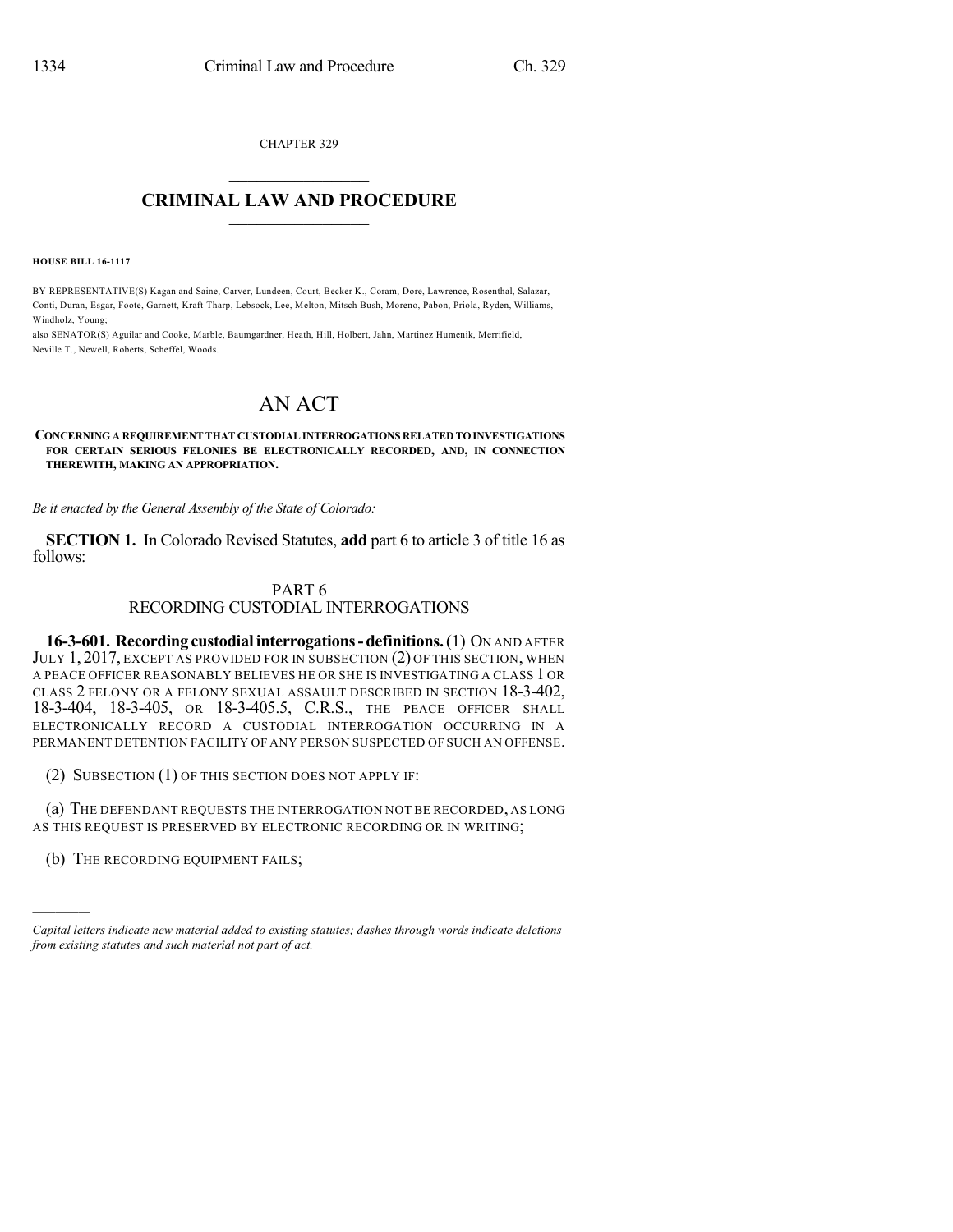CHAPTER 329

# CRIMINAL LAW AND PROCEDURE

**HOUSE BILL 16-1117**

BY REPRESENTATIVE(S) Kagan and Saine, Carver, Lundeen, Court, Becker K., Coram, Dore, Lawrence, Rosenthal, Salazar, Conti, Duran, Esgar, Foote, Garnett, Kraft-Tharp, Lebsock, Lee, Melton, Mitsch Bush, Moreno, Pabon, Priola, Ryden, Williams, Windholz, Young;
also SENATOR(S) Aguilar and Cooke, Marble, Baumgardner, Heath, Hill, Holbert, Jahn, Martinez Humenik, Merrifield, Neville T., Newell, Roberts, Scheffel, Woods.

# AN ACT

**CONCERNING A REQUIREMENT THAT CUSTODIAL INTERROGATIONS RELATED TO INVESTIGATIONS FOR CERTAIN SERIOUS FELONIES BE ELECTRONICALLY RECORDED, AND, IN CONNECTION THEREWITH, MAKING AN APPROPRIATION.**

*Be it enacted by the General Assembly of the State of Colorado:*

**SECTION 1.** In Colorado Revised Statutes, **add** part 6 to article 3 of title 16 as follows:

PART 6
RECORDING CUSTODIAL INTERROGATIONS

**16-3-601. Recording custodial interrogations - definitions.** (1) ON AND AFTER JULY 1, 2017, EXCEPT AS PROVIDED FOR IN SUBSECTION (2) OF THIS SECTION, WHEN A PEACE OFFICER REASONABLY BELIEVES HE OR SHE IS INVESTIGATING A CLASS 1 OR CLASS 2 FELONY OR A FELONY SEXUAL ASSAULT DESCRIBED IN SECTION 18-3-402, 18-3-404, 18-3-405, OR 18-3-405.5, C.R.S., THE PEACE OFFICER SHALL ELECTRONICALLY RECORD A CUSTODIAL INTERROGATION OCCURRING IN A PERMANENT DETENTION FACILITY OF ANY PERSON SUSPECTED OF SUCH AN OFFENSE.

(2) SUBSECTION (1) OF THIS SECTION DOES NOT APPLY IF:

(a) THE DEFENDANT REQUESTS THE INTERROGATION NOT BE RECORDED, AS LONG AS THIS REQUEST IS PRESERVED BY ELECTRONIC RECORDING OR IN WRITING;

(b) THE RECORDING EQUIPMENT FAILS;

---

*Capital letters indicate new material added to existing statutes; dashes through words indicate deletions from existing statutes and such material not part of act.*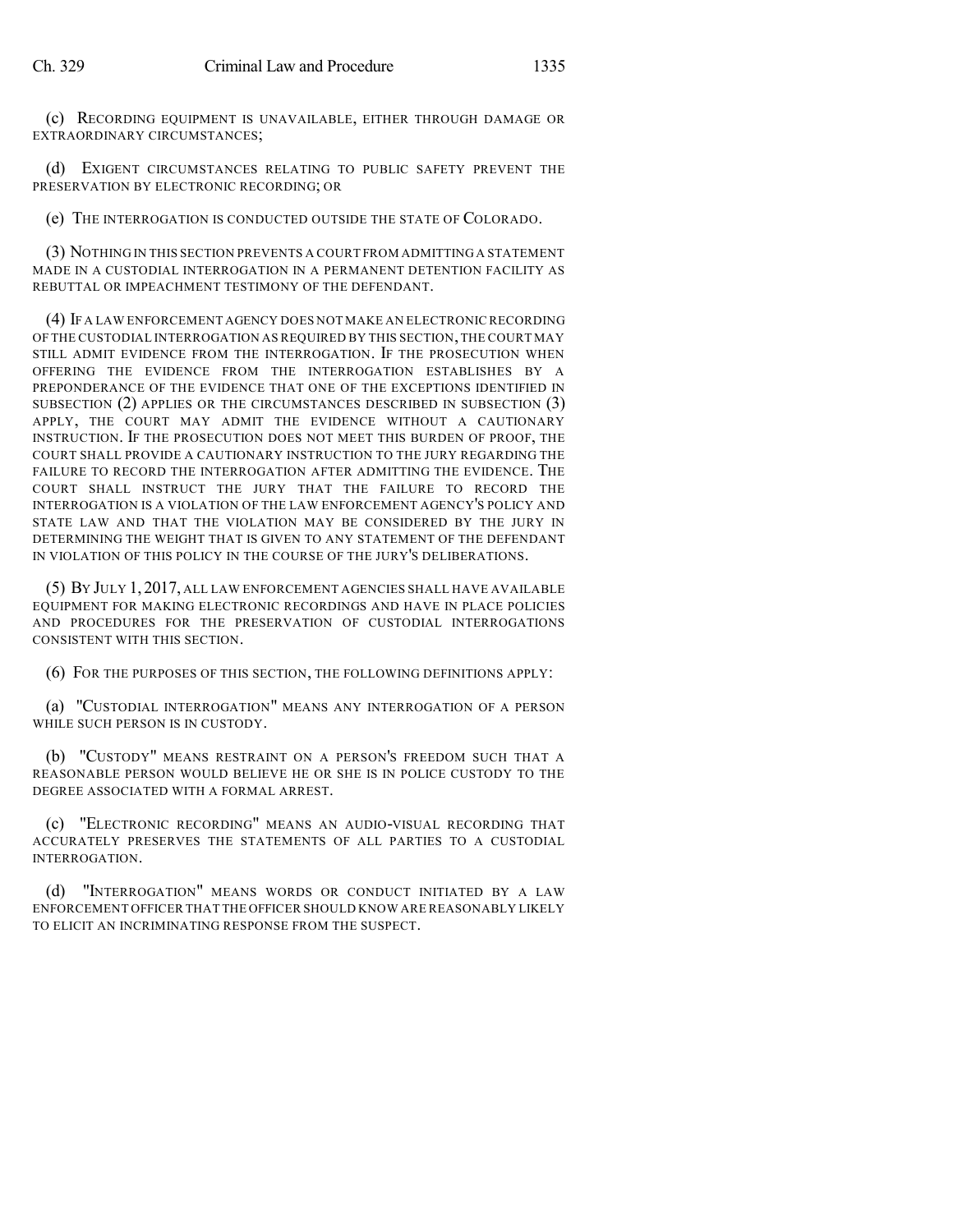(c) RECORDING EQUIPMENT IS UNAVAILABLE, EITHER THROUGH DAMAGE OR EXTRAORDINARY CIRCUMSTANCES;

(d) EXIGENT CIRCUMSTANCES RELATING TO PUBLIC SAFETY PREVENT THE PRESERVATION BY ELECTRONIC RECORDING; OR

(e) THE INTERROGATION IS CONDUCTED OUTSIDE THE STATE OF COLORADO.

(3) NOTHING IN THIS SECTION PREVENTS A COURT FROM ADMITTING A STATEMENT MADE IN A CUSTODIAL INTERROGATION IN A PERMANENT DETENTION FACILITY AS REBUTTAL OR IMPEACHMENT TESTIMONY OF THE DEFENDANT.

(4) IF A LAW ENFORCEMENT AGENCY DOES NOT MAKE AN ELECTRONIC RECORDING OF THE CUSTODIAL INTERROGATION AS REQUIRED BY THIS SECTION, THE COURT MAY STILL ADMIT EVIDENCE FROM THE INTERROGATION. IF THE PROSECUTION WHEN OFFERING THE EVIDENCE FROM THE INTERROGATION ESTABLISHES BY A PREPONDERANCE OF THE EVIDENCE THAT ONE OF THE EXCEPTIONS IDENTIFIED IN SUBSECTION (2) APPLIES OR THE CIRCUMSTANCES DESCRIBED IN SUBSECTION (3) APPLY, THE COURT MAY ADMIT THE EVIDENCE WITHOUT A CAUTIONARY INSTRUCTION. IF THE PROSECUTION DOES NOT MEET THIS BURDEN OF PROOF, THE COURT SHALL PROVIDE A CAUTIONARY INSTRUCTION TO THE JURY REGARDING THE FAILURE TO RECORD THE INTERROGATION AFTER ADMITTING THE EVIDENCE. THE COURT SHALL INSTRUCT THE JURY THAT THE FAILURE TO RECORD THE INTERROGATION IS A VIOLATION OF THE LAW ENFORCEMENT AGENCY'S POLICY AND STATE LAW AND THAT THE VIOLATION MAY BE CONSIDERED BY THE JURY IN DETERMINING THE WEIGHT THAT IS GIVEN TO ANY STATEMENT OF THE DEFENDANT IN VIOLATION OF THIS POLICY IN THE COURSE OF THE JURY'S DELIBERATIONS.

(5) BY JULY 1, 2017, ALL LAW ENFORCEMENT AGENCIES SHALL HAVE AVAILABLE EQUIPMENT FOR MAKING ELECTRONIC RECORDINGS AND HAVE IN PLACE POLICIES AND PROCEDURES FOR THE PRESERVATION OF CUSTODIAL INTERROGATIONS CONSISTENT WITH THIS SECTION.

(6) FOR THE PURPOSES OF THIS SECTION, THE FOLLOWING DEFINITIONS APPLY:

(a) "CUSTODIAL INTERROGATION" MEANS ANY INTERROGATION OF A PERSON WHILE SUCH PERSON IS IN CUSTODY.

(b) "CUSTODY" MEANS RESTRAINT ON A PERSON'S FREEDOM SUCH THAT A REASONABLE PERSON WOULD BELIEVE HE OR SHE IS IN POLICE CUSTODY TO THE DEGREE ASSOCIATED WITH A FORMAL ARREST.

(c) "ELECTRONIC RECORDING" MEANS AN AUDIO-VISUAL RECORDING THAT ACCURATELY PRESERVES THE STATEMENTS OF ALL PARTIES TO A CUSTODIAL INTERROGATION.

(d) "INTERROGATION" MEANS WORDS OR CONDUCT INITIATED BY A LAW ENFORCEMENT OFFICER THAT THE OFFICER SHOULD KNOW ARE REASONABLY LIKELY TO ELICIT AN INCRIMINATING RESPONSE FROM THE SUSPECT.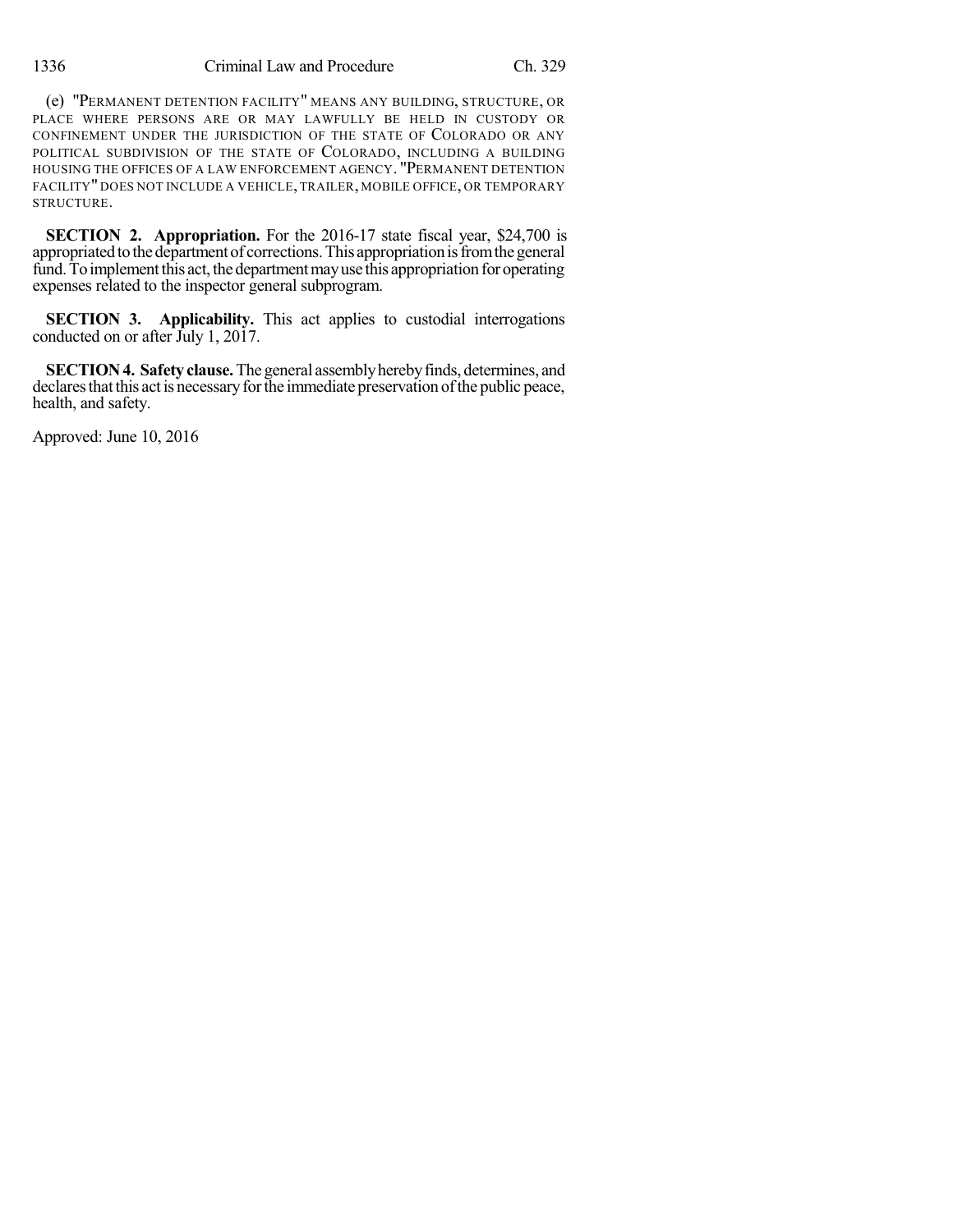(e) "PERMANENT DETENTION FACILITY" MEANS ANY BUILDING, STRUCTURE, OR PLACE WHERE PERSONS ARE OR MAY LAWFULLY BE HELD IN CUSTODY OR CONFINEMENT UNDER THE JURISDICTION OF THE STATE OF COLORADO OR ANY POLITICAL SUBDIVISION OF THE STATE OF COLORADO, INCLUDING A BUILDING HOUSING THE OFFICES OF A LAW ENFORCEMENT AGENCY. "PERMANENT DETENTION FACILITY" DOES NOT INCLUDE A VEHICLE, TRAILER, MOBILE OFFICE, OR TEMPORARY STRUCTURE.

**SECTION 2. Appropriation.** For the 2016-17 state fiscal year, $24,700 is appropriated to the department of corrections. This appropriation is from the general fund. To implement this act, the department may use this appropriation for operating expenses related to the inspector general subprogram.

**SECTION 3. Applicability.** This act applies to custodial interrogations conducted on or after July 1, 2017.

**SECTION 4. Safety clause.** The general assembly hereby finds, determines, and declares that this act is necessary for the immediate preservation of the public peace, health, and safety.

Approved: June 10, 2016